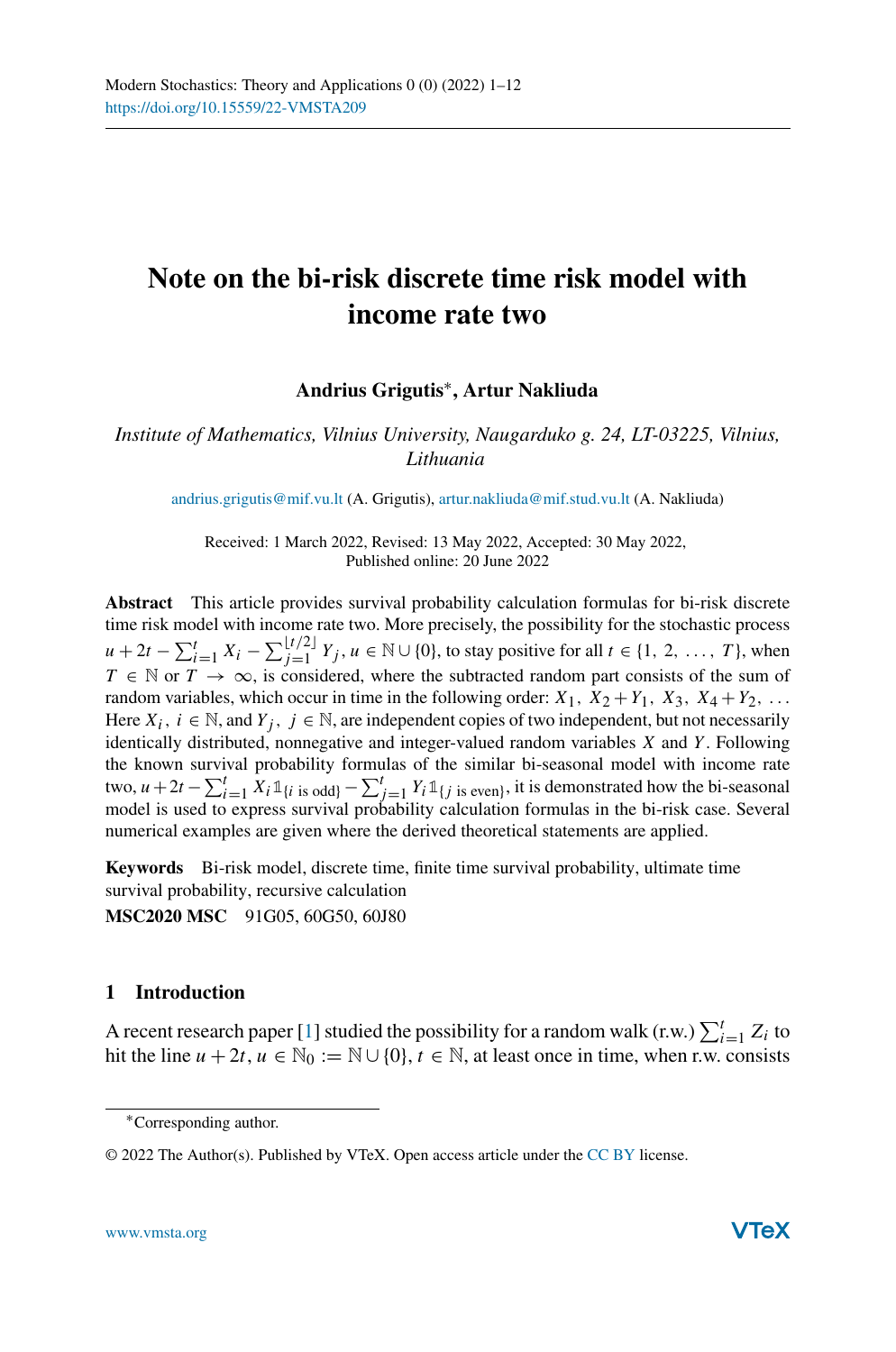# Note on the bi-risk discrete time risk model with income rate two

**Andrius Grigutis***, **Artur Nakliuda**

*Institute of Mathematics, Vilnius University, Naugarduko g. 24, LT-03225, Vilnius, Lithuania*

andrius.grigutis@mif.vu.lt (A. Grigutis), artur.nakliuda@mif.stud.vu.lt (A. Nakliuda)

Received: 1 March 2022, Revised: 13 May 2022, Accepted: 30 May 2022,
Published online: 20 June 2022

**Abstract** This article provides survival probability calculation formulas for bi-risk discrete time risk model with income rate two. More precisely, the possibility for the stochastic process $u + 2t - \sum_{i=1}^{t} X_i - \sum_{j=1}^{\lfloor t/2 \rfloor} Y_j$, $u \in \mathbb{N} \cup \{0\}$, to stay positive for all $t \in \{1, 2, \ldots, T\}$, when $T \in \mathbb{N}$ or $T \to \infty$, is considered, where the subtracted random part consists of the sum of random variables, which occur in time in the following order: $X_1,\ X_2 + Y_1,\ X_3,\ X_4 + Y_2, \ldots$ Here $X_i,\ i \in \mathbb{N}$, and $Y_j,\ j \in \mathbb{N}$, are independent copies of two independent, but not necessarily identically distributed, nonnegative and integer-valued random variables $X$ and $Y$. Following the known survival probability formulas of the similar bi-seasonal model with income rate two, $u + 2t - \sum_{i=1}^{t} X_i \mathbb{1}_{\{i \text{ is odd}\}} - \sum_{j=1}^{t} Y_i \mathbb{1}_{\{j \text{ is even}\}}$, it is demonstrated how the bi-seasonal model is used to express survival probability calculation formulas in the bi-risk case. Several numerical examples are given where the derived theoretical statements are applied.

**Keywords** Bi-risk model, discrete time, finite time survival probability, ultimate time survival probability, recursive calculation

**MSC2020 MSC** 91G05, 60G50, 60J80

## 1 Introduction

A recent research paper [1] studied the possibility for a random walk (r.w.) $\sum_{i=1}^{t} Z_i$ to hit the line $u + 2t$, $u \in \mathbb{N}_0 := \mathbb{N} \cup \{0\}$, $t \in \mathbb{N}$, at least once in time, when r.w. consists

*Corresponding author.

© 2022 The Author(s). Published by VTeX. Open access article under the CC BY license.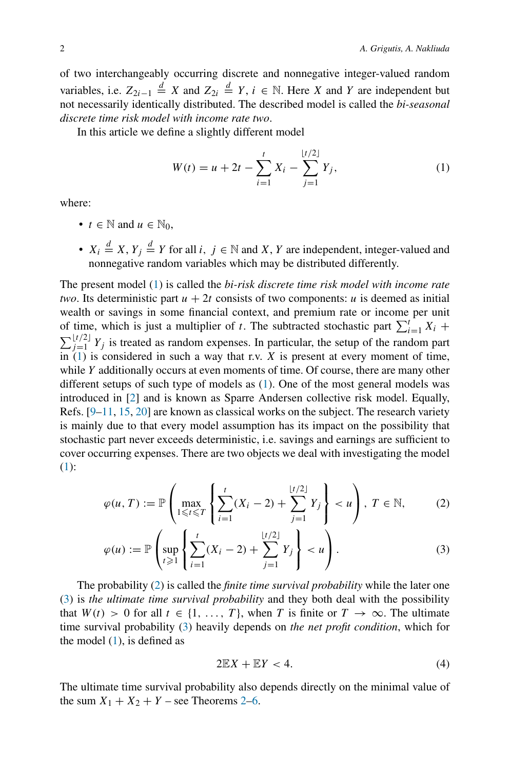of two interchangeably occurring discrete and nonnegative integer-valued random variables, i.e. $Z_{2i-1} \stackrel{d}{=} X$ and $Z_{2i} \stackrel{d}{=} Y$, $i \in \mathbb{N}$. Here $X$ and $Y$ are independent but not necessarily identically distributed. The described model is called the *bi-seasonal discrete time risk model with income rate two*.

In this article we define a slightly different model

$$W(t) = u + 2t - \sum_{i=1}^{t} X_i - \sum_{j=1}^{\lfloor t/2 \rfloor} Y_j, \tag{1}$$

where:

- $t \in \mathbb{N}$ and $u \in \mathbb{N}_0$,
- $X_i \stackrel{d}{=} X$, $Y_j \stackrel{d}{=} Y$ for all $i, j \in \mathbb{N}$ and $X$, $Y$ are independent, integer-valued and nonnegative random variables which may be distributed differently.

The present model (1) is called the *bi-risk discrete time risk model with income rate two*. Its deterministic part $u + 2t$ consists of two components: $u$ is deemed as initial wealth or savings in some financial context, and premium rate or income per unit of time, which is just a multiplier of $t$. The subtracted stochastic part $\sum_{i=1}^{t} X_i + \sum_{j=1}^{\lfloor t/2 \rfloor} Y_j$ is treated as random expenses. In particular, the setup of the random part in (1) is considered in such a way that r.v. $X$ is present at every moment of time, while $Y$ additionally occurs at even moments of time. Of course, there are many other different setups of such type of models as (1). One of the most general models was introduced in [2] and is known as Sparre Andersen collective risk model. Equally, Refs. [9–11, 15, 20] are known as classical works on the subject. The research variety is mainly due to that every model assumption has its impact on the possibility that stochastic part never exceeds deterministic, i.e. savings and earnings are sufficient to cover occurring expenses. There are two objects we deal with investigating the model (1):

$$\varphi(u, T) := \mathbb{P}\left(\max_{1 \leqslant t \leqslant T} \left\{ \sum_{i=1}^{t} (X_i - 2) + \sum_{j=1}^{\lfloor t/2 \rfloor} Y_j \right\} < u \right), \ T \in \mathbb{N}, \tag{2}$$

$$\varphi(u) := \mathbb{P}\left(\sup_{t \geqslant 1} \left\{ \sum_{i=1}^{t} (X_i - 2) + \sum_{j=1}^{\lfloor t/2 \rfloor} Y_j \right\} < u \right). \tag{3}$$

The probability (2) is called the *finite time survival probability* while the later one (3) is *the ultimate time survival probability* and they both deal with the possibility that $W(t) > 0$ for all $t \in \{1, \ldots, T\}$, when $T$ is finite or $T \to \infty$. The ultimate time survival probability (3) heavily depends on *the net profit condition*, which for the model (1), is defined as

$$2\mathbb{E}X + \mathbb{E}Y < 4. \tag{4}$$

The ultimate time survival probability also depends directly on the minimal value of the sum $X_1 + X_2 + Y$ – see Theorems 2–6.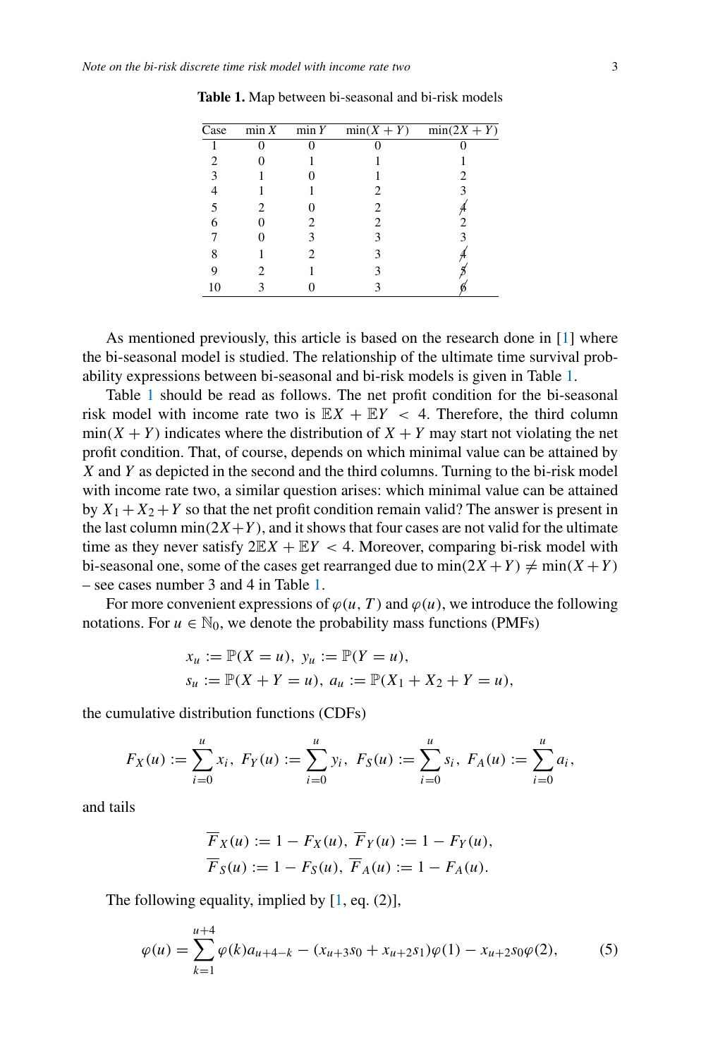**Table 1.** Map between bi-seasonal and bi-risk models

| Case | $\min X$ | $\min Y$ | $\min(X+Y)$ | $\min(2X+Y)$ |
|---|---|---|---|---|
| 1 | 0 | 0 | 0 | 0 |
| 2 | 0 | 1 | 1 | 1 |
| 3 | 1 | 0 | 1 | 2 |
| 4 | 1 | 1 | 2 | 3 |
| 5 | 2 | 0 | 2 | $\not{4}$ |
| 6 | 0 | 2 | 2 | 2 |
| 7 | 0 | 3 | 3 | 3 |
| 8 | 1 | 2 | 3 | $\not{4}$ |
| 9 | 2 | 1 | 3 | $\not{5}$ |
| 10 | 3 | 0 | 3 | $\not{6}$ |

As mentioned previously, this article is based on the research done in [1] where the bi-seasonal model is studied. The relationship of the ultimate time survival probability expressions between bi-seasonal and bi-risk models is given in Table 1.

Table 1 should be read as follows. The net profit condition for the bi-seasonal risk model with income rate two is $\mathbb{E}X + \mathbb{E}Y < 4$. Therefore, the third column $\min(X+Y)$ indicates where the distribution of $X+Y$ may start not violating the net profit condition. That, of course, depends on which minimal value can be attained by $X$ and $Y$ as depicted in the second and the third columns. Turning to the bi-risk model with income rate two, a similar question arises: which minimal value can be attained by $X_1+X_2+Y$ so that the net profit condition remain valid? The answer is present in the last column $\min(2X+Y)$, and it shows that four cases are not valid for the ultimate time as they never satisfy $2\mathbb{E}X + \mathbb{E}Y < 4$. Moreover, comparing bi-risk model with bi-seasonal one, some of the cases get rearranged due to $\min(2X+Y) \neq \min(X+Y)$ – see cases number 3 and 4 in Table 1.

For more convenient expressions of $\varphi(u, T)$ and $\varphi(u)$, we introduce the following notations. For $u \in \mathbb{N}_0$, we denote the probability mass functions (PMFs)

$$x_u := \mathbb{P}(X = u),\ y_u := \mathbb{P}(Y = u),$$
$$s_u := \mathbb{P}(X + Y = u),\ a_u := \mathbb{P}(X_1 + X_2 + Y = u),$$

the cumulative distribution functions (CDFs)

$$F_X(u) := \sum_{i=0}^{u} x_i,\ F_Y(u) := \sum_{i=0}^{u} y_i,\ F_S(u) := \sum_{i=0}^{u} s_i,\ F_A(u) := \sum_{i=0}^{u} a_i,$$

and tails

$$\overline{F}_X(u) := 1 - F_X(u),\ \overline{F}_Y(u) := 1 - F_Y(u),$$
$$\overline{F}_S(u) := 1 - F_S(u),\ \overline{F}_A(u) := 1 - F_A(u).$$

The following equality, implied by [1, eq. (2)],

$$\varphi(u) = \sum_{k=1}^{u+4} \varphi(k) a_{u+4-k} - (x_{u+3}s_0 + x_{u+2}s_1)\varphi(1) - x_{u+2}s_0\varphi(2), \tag{5}$$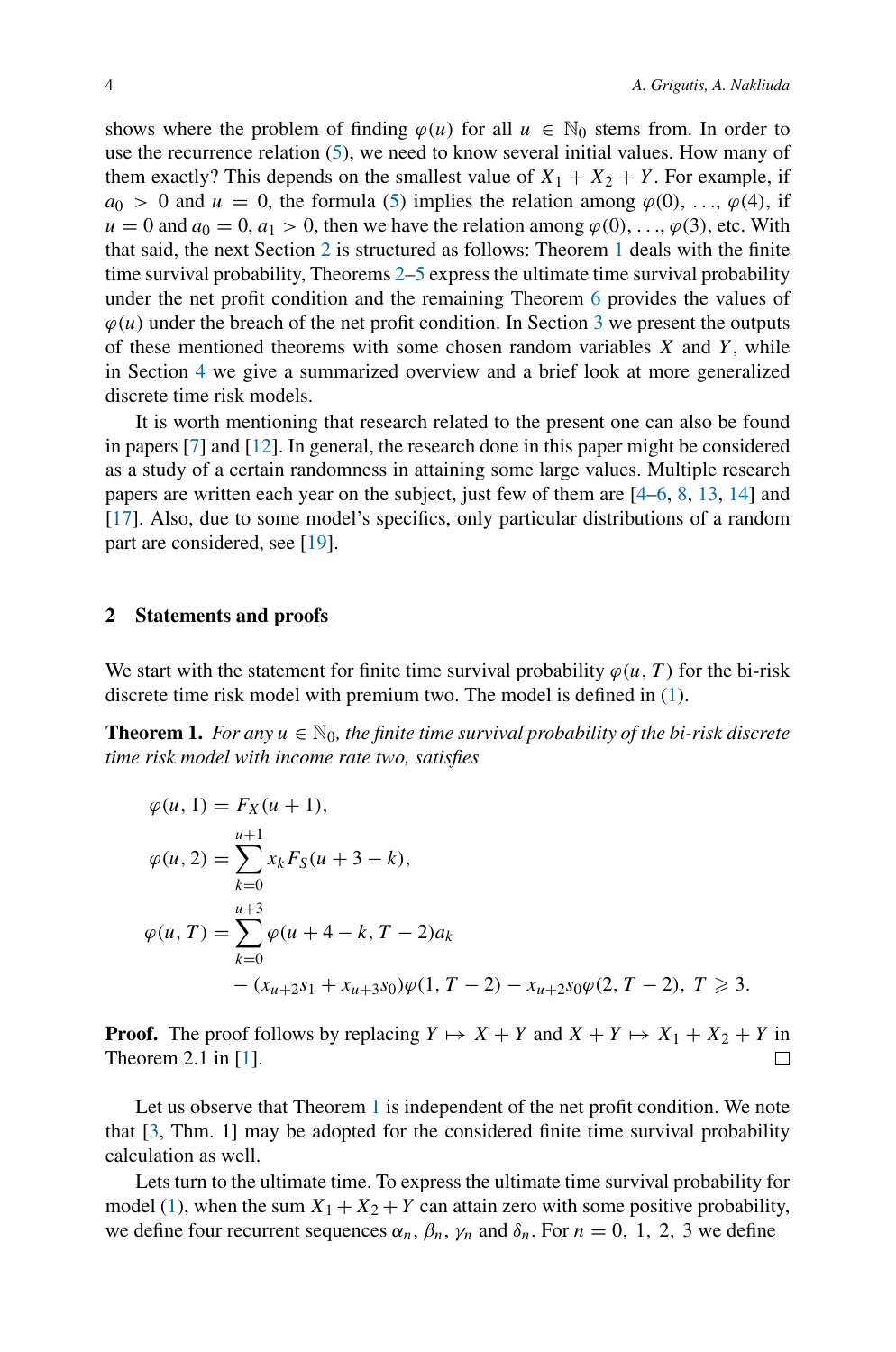shows where the problem of finding $\varphi(u)$ for all $u \in \mathbb{N}_0$ stems from. In order to use the recurrence relation (5), we need to know several initial values. How many of them exactly? This depends on the smallest value of $X_1 + X_2 + Y$. For example, if $a_0 > 0$ and $u = 0$, the formula (5) implies the relation among $\varphi(0), \ldots, \varphi(4)$, if $u = 0$ and $a_0 = 0$, $a_1 > 0$, then we have the relation among $\varphi(0), \ldots, \varphi(3)$, etc. With that said, the next Section 2 is structured as follows: Theorem 1 deals with the finite time survival probability, Theorems 2–5 express the ultimate time survival probability under the net profit condition and the remaining Theorem 6 provides the values of $\varphi(u)$ under the breach of the net profit condition. In Section 3 we present the outputs of these mentioned theorems with some chosen random variables $X$ and $Y$, while in Section 4 we give a summarized overview and a brief look at more generalized discrete time risk models.

It is worth mentioning that research related to the present one can also be found in papers [7] and [12]. In general, the research done in this paper might be considered as a study of a certain randomness in attaining some large values. Multiple research papers are written each year on the subject, just few of them are [4–6, 8, 13, 14] and [17]. Also, due to some model's specifics, only particular distributions of a random part are considered, see [19].

## 2 Statements and proofs

We start with the statement for finite time survival probability $\varphi(u, T)$ for the bi-risk discrete time risk model with premium two. The model is defined in (1).

**Theorem 1.** *For any $u \in \mathbb{N}_0$, the finite time survival probability of the bi-risk discrete time risk model with income rate two, satisfies*

$$
\begin{aligned}
\varphi(u, 1) &= F_X(u+1), \\
\varphi(u, 2) &= \sum_{k=0}^{u+1} x_k F_S(u+3-k), \\
\varphi(u, T) &= \sum_{k=0}^{u+3} \varphi(u+4-k, T-2) a_k \\
&\quad - (x_{u+2}s_1 + x_{u+3}s_0)\varphi(1, T-2) - x_{u+2}s_0\varphi(2, T-2), \ T \geqslant 3.
\end{aligned}
$$

**Proof.** The proof follows by replacing $Y \mapsto X + Y$ and $X + Y \mapsto X_1 + X_2 + Y$ in Theorem 2.1 in [1]. ◻

Let us observe that Theorem 1 is independent of the net profit condition. We note that [3, Thm. 1] may be adopted for the considered finite time survival probability calculation as well.

Lets turn to the ultimate time. To express the ultimate time survival probability for model (1), when the sum $X_1 + X_2 + Y$ can attain zero with some positive probability, we define four recurrent sequences $\alpha_n$, $\beta_n$, $\gamma_n$ and $\delta_n$. For $n = 0, 1, 2, 3$ we define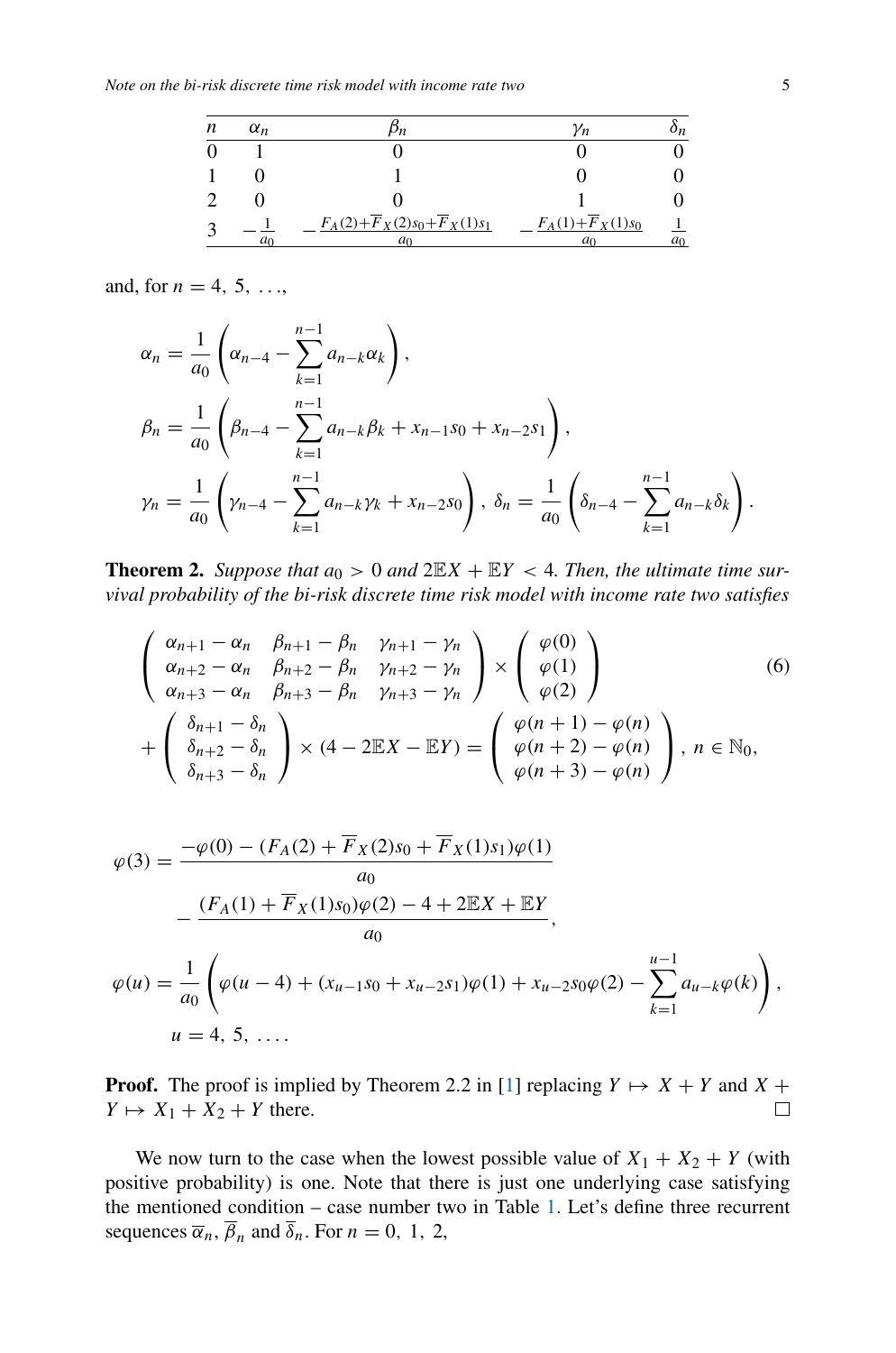| $n$ | $\alpha_n$ | $\beta_n$ | $\gamma_n$ | $\delta_n$ |
|---|---|---|---|---|
| 0 | 1 | 0 | 0 | 0 |
| 1 | 0 | 1 | 0 | 0 |
| 2 | 0 | 0 | 1 | 0 |
| 3 | $-\frac{1}{a_0}$ | $-\frac{F_A(2)+\overline{F}_X(2)s_0+\overline{F}_X(1)s_1}{a_0}$ | $-\frac{F_A(1)+\overline{F}_X(1)s_0}{a_0}$ | $\frac{1}{a_0}$ |

and, for $n = 4, 5, \ldots,$

$$\alpha_n = \frac{1}{a_0}\left(\alpha_{n-4} - \sum_{k=1}^{n-1} a_{n-k}\alpha_k\right),$$

$$\beta_n = \frac{1}{a_0}\left(\beta_{n-4} - \sum_{k=1}^{n-1} a_{n-k}\beta_k + x_{n-1}s_0 + x_{n-2}s_1\right),$$

$$\gamma_n = \frac{1}{a_0}\left(\gamma_{n-4} - \sum_{k=1}^{n-1} a_{n-k}\gamma_k + x_{n-2}s_0\right),\ \delta_n = \frac{1}{a_0}\left(\delta_{n-4} - \sum_{k=1}^{n-1} a_{n-k}\delta_k\right).$$

**Theorem 2.** *Suppose that $a_0 > 0$ and $2\mathbb{E}X + \mathbb{E}Y < 4$. Then, the ultimate time survival probability of the bi-risk discrete time risk model with income rate two satisfies*

$$\begin{pmatrix} \alpha_{n+1}-\alpha_n & \beta_{n+1}-\beta_n & \gamma_{n+1}-\gamma_n \\ \alpha_{n+2}-\alpha_n & \beta_{n+2}-\beta_n & \gamma_{n+2}-\gamma_n \\ \alpha_{n+3}-\alpha_n & \beta_{n+3}-\beta_n & \gamma_{n+3}-\gamma_n \end{pmatrix} \times \begin{pmatrix} \varphi(0) \\ \varphi(1) \\ \varphi(2) \end{pmatrix} \tag{6}$$

$$+ \begin{pmatrix} \delta_{n+1}-\delta_n \\ \delta_{n+2}-\delta_n \\ \delta_{n+3}-\delta_n \end{pmatrix} \times (4 - 2\mathbb{E}X - \mathbb{E}Y) = \begin{pmatrix} \varphi(n+1)-\varphi(n) \\ \varphi(n+2)-\varphi(n) \\ \varphi(n+3)-\varphi(n) \end{pmatrix},\ n \in \mathbb{N}_0,$$

$$\varphi(3) = \frac{-\varphi(0) - (F_A(2) + \overline{F}_X(2)s_0 + \overline{F}_X(1)s_1)\varphi(1)}{a_0} - \frac{(F_A(1) + \overline{F}_X(1)s_0)\varphi(2) - 4 + 2\mathbb{E}X + \mathbb{E}Y}{a_0},$$

$$\varphi(u) = \frac{1}{a_0}\left(\varphi(u-4) + (x_{u-1}s_0 + x_{u-2}s_1)\varphi(1) + x_{u-2}s_0\varphi(2) - \sum_{k=1}^{u-1} a_{u-k}\varphi(k)\right),$$
$$u = 4, 5, \ldots.$$

**Proof.** The proof is implied by Theorem 2.2 in [1] replacing $Y \mapsto X + Y$ and $X + Y \mapsto X_1 + X_2 + Y$ there. □

We now turn to the case when the lowest possible value of $X_1 + X_2 + Y$ (with positive probability) is one. Note that there is just one underlying case satisfying the mentioned condition – case number two in Table 1. Let's define three recurrent sequences $\overline{\alpha}_n$, $\overline{\beta}_n$ and $\overline{\delta}_n$. For $n = 0, 1, 2,$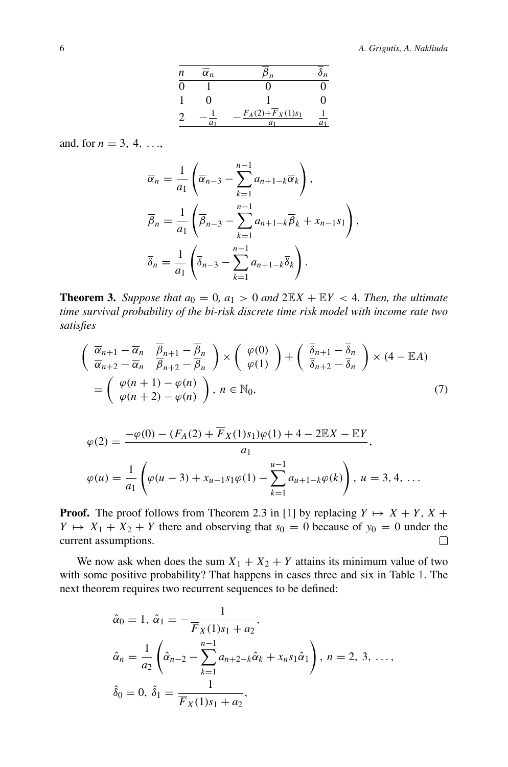| $n$ | $\overline{\alpha}_n$ | $\overline{\beta}_n$ | $\overline{\delta}_n$ |
|---|---|---|---|
| 0 | 1 | 0 | 0 |
| 1 | 0 | 1 | 0 |
| 2 | $-\frac{1}{a_1}$ | $-\frac{F_A(2)+\overline{F}_X(1)s_1}{a_1}$ | $\frac{1}{a_1}$ |

and, for $n = 3, 4, \ldots$,

$$\overline{\alpha}_n = \frac{1}{a_1}\left(\overline{\alpha}_{n-3} - \sum_{k=1}^{n-1} a_{n+1-k}\overline{\alpha}_k\right),$$

$$\overline{\beta}_n = \frac{1}{a_1}\left(\overline{\beta}_{n-3} - \sum_{k=1}^{n-1} a_{n+1-k}\overline{\beta}_k + x_{n-1}s_1\right),$$

$$\overline{\delta}_n = \frac{1}{a_1}\left(\overline{\delta}_{n-3} - \sum_{k=1}^{n-1} a_{n+1-k}\overline{\delta}_k\right).$$

**Theorem 3.** *Suppose that $a_0 = 0$, $a_1 > 0$ and $2\mathbb{E}X + \mathbb{E}Y < 4$. Then, the ultimate time survival probability of the bi-risk discrete time risk model with income rate two satisfies*

$$\begin{pmatrix} \overline{\alpha}_{n+1} - \overline{\alpha}_n & \overline{\beta}_{n+1} - \overline{\beta}_n \\ \overline{\alpha}_{n+2} - \overline{\alpha}_n & \overline{\beta}_{n+2} - \overline{\beta}_n \end{pmatrix} \times \begin{pmatrix} \varphi(0) \\ \varphi(1) \end{pmatrix} + \begin{pmatrix} \overline{\delta}_{n+1} - \overline{\delta}_n \\ \overline{\delta}_{n+2} - \overline{\delta}_n \end{pmatrix} \times (4 - \mathbb{E}A)$$
$$= \begin{pmatrix} \varphi(n+1) - \varphi(n) \\ \varphi(n+2) - \varphi(n) \end{pmatrix},\ n \in \mathbb{N}_0, \tag{7}$$

$$\varphi(2) = \frac{-\varphi(0) - (F_A(2) + \overline{F}_X(1)s_1)\varphi(1) + 4 - 2\mathbb{E}X - \mathbb{E}Y}{a_1},$$

$$\varphi(u) = \frac{1}{a_1}\left(\varphi(u-3) + x_{u-1}s_1\varphi(1) - \sum_{k=1}^{u-1} a_{u+1-k}\varphi(k)\right),\ u = 3, 4, \ldots$$

**Proof.** The proof follows from Theorem 2.3 in [1] by replacing $Y \mapsto X + Y$, $X + Y \mapsto X_1 + X_2 + Y$ there and observing that $s_0 = 0$ because of $y_0 = 0$ under the current assumptions. □

We now ask when does the sum $X_1 + X_2 + Y$ attains its minimum value of two with some positive probability? That happens in cases three and six in Table 1. The next theorem requires two recurrent sequences to be defined:

$$\hat{\alpha}_0 = 1,\ \hat{\alpha}_1 = -\frac{1}{\overline{F}_X(1)s_1 + a_2},$$

$$\hat{\alpha}_n = \frac{1}{a_2}\left(\hat{\alpha}_{n-2} - \sum_{k=1}^{n-1} a_{n+2-k}\hat{\alpha}_k + x_n s_1 \hat{\alpha}_1\right),\ n = 2, 3, \ldots,$$

$$\hat{\delta}_0 = 0,\ \hat{\delta}_1 = \frac{1}{\overline{F}_X(1)s_1 + a_2},$$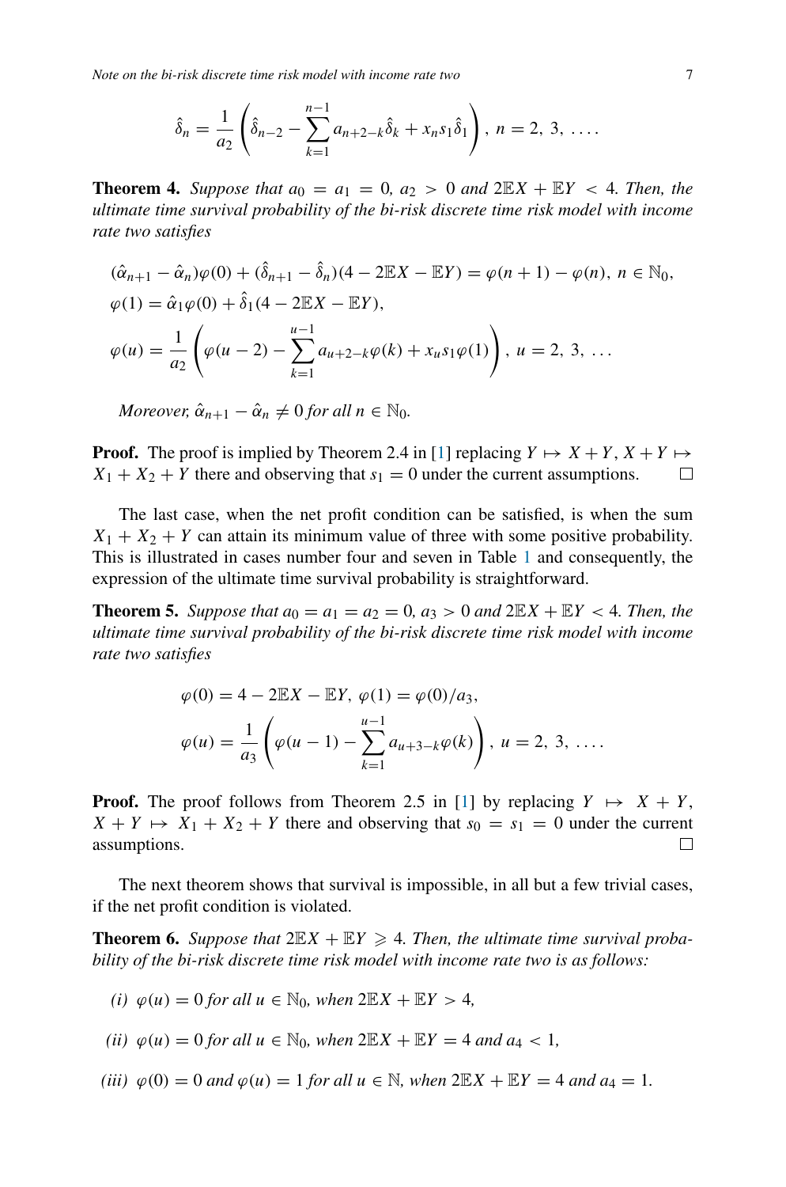$$\hat{\delta}_n = \frac{1}{a_2}\left(\hat{\delta}_{n-2} - \sum_{k=1}^{n-1} a_{n+2-k}\hat{\delta}_k + x_n s_1 \hat{\delta}_1\right),\ n = 2,\ 3,\ \ldots.$$

**Theorem 4.** *Suppose that $a_0 = a_1 = 0$, $a_2 > 0$ and $2\mathbb{E}X + \mathbb{E}Y < 4$. Then, the ultimate time survival probability of the bi-risk discrete time risk model with income rate two satisfies*

$$(\hat{\alpha}_{n+1} - \hat{\alpha}_n)\varphi(0) + (\hat{\delta}_{n+1} - \hat{\delta}_n)(4 - 2\mathbb{E}X - \mathbb{E}Y) = \varphi(n+1) - \varphi(n),\ n \in \mathbb{N}_0,$$

$$\varphi(1) = \hat{\alpha}_1\varphi(0) + \hat{\delta}_1(4 - 2\mathbb{E}X - \mathbb{E}Y),$$

$$\varphi(u) = \frac{1}{a_2}\left(\varphi(u-2) - \sum_{k=1}^{u-1} a_{u+2-k}\varphi(k) + x_u s_1 \varphi(1)\right),\ u = 2,\ 3,\ \ldots$$

*Moreover, $\hat{\alpha}_{n+1} - \hat{\alpha}_n \neq 0$ for all $n \in \mathbb{N}_0$.*

**Proof.** The proof is implied by Theorem 2.4 in [1] replacing $Y \mapsto X + Y$, $X + Y \mapsto X_1 + X_2 + Y$ there and observing that $s_1 = 0$ under the current assumptions. □

The last case, when the net profit condition can be satisfied, is when the sum $X_1 + X_2 + Y$ can attain its minimum value of three with some positive probability. This is illustrated in cases number four and seven in Table 1 and consequently, the expression of the ultimate time survival probability is straightforward.

**Theorem 5.** *Suppose that $a_0 = a_1 = a_2 = 0$, $a_3 > 0$ and $2\mathbb{E}X + \mathbb{E}Y < 4$. Then, the ultimate time survival probability of the bi-risk discrete time risk model with income rate two satisfies*

$$\varphi(0) = 4 - 2\mathbb{E}X - \mathbb{E}Y,\ \varphi(1) = \varphi(0)/a_3,$$

$$\varphi(u) = \frac{1}{a_3}\left(\varphi(u-1) - \sum_{k=1}^{u-1} a_{u+3-k}\varphi(k)\right),\ u = 2,\ 3,\ \ldots.$$

**Proof.** The proof follows from Theorem 2.5 in [1] by replacing $Y \mapsto X + Y$, $X + Y \mapsto X_1 + X_2 + Y$ there and observing that $s_0 = s_1 = 0$ under the current assumptions. □

The next theorem shows that survival is impossible, in all but a few trivial cases, if the net profit condition is violated.

**Theorem 6.** *Suppose that $2\mathbb{E}X + \mathbb{E}Y \geqslant 4$. Then, the ultimate time survival probability of the bi-risk discrete time risk model with income rate two is as follows:*

*(i)* $\varphi(u) = 0$ *for all* $u \in \mathbb{N}_0$, *when* $2\mathbb{E}X + \mathbb{E}Y > 4$,

*(ii)* $\varphi(u) = 0$ *for all* $u \in \mathbb{N}_0$, *when* $2\mathbb{E}X + \mathbb{E}Y = 4$ *and* $a_4 < 1$,

*(iii)* $\varphi(0) = 0$ *and* $\varphi(u) = 1$ *for all* $u \in \mathbb{N}$, *when* $2\mathbb{E}X + \mathbb{E}Y = 4$ *and* $a_4 = 1$.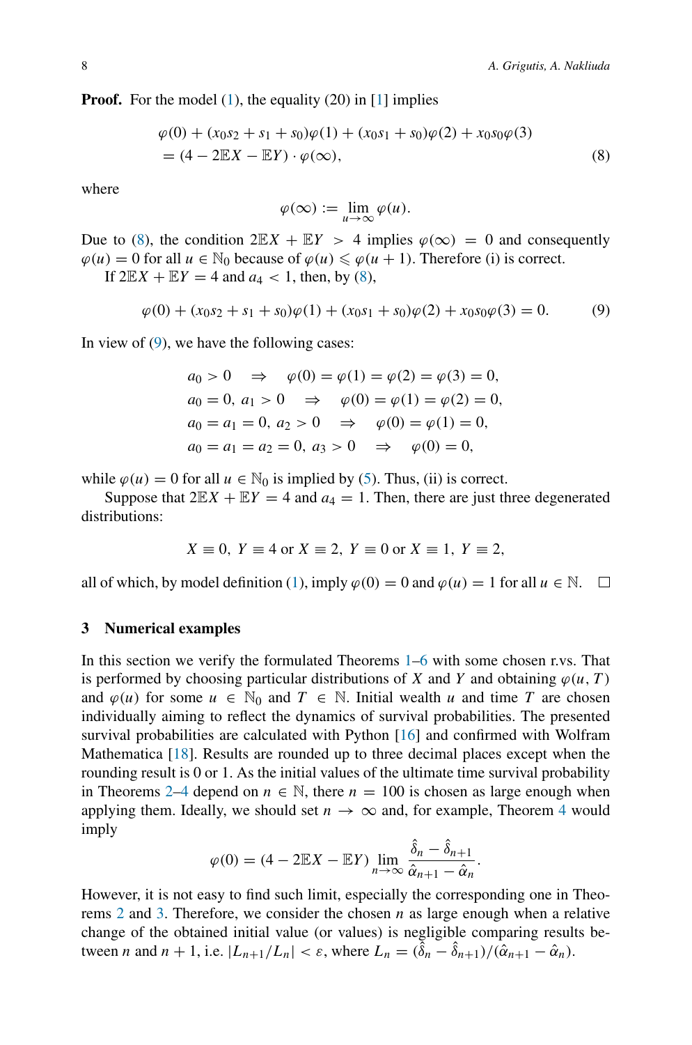**Proof.** For the model (1), the equality (20) in [1] implies

$$\begin{aligned}
&\varphi(0) + (x_0 s_2 + s_1 + s_0)\varphi(1) + (x_0 s_1 + s_0)\varphi(2) + x_0 s_0 \varphi(3) \\
&= (4 - 2\mathbb{E}X - \mathbb{E}Y) \cdot \varphi(\infty),
\end{aligned} \tag{8}$$

where

$$\varphi(\infty) := \lim_{u\to\infty} \varphi(u).$$

Due to (8), the condition $2\mathbb{E}X + \mathbb{E}Y > 4$ implies $\varphi(\infty) = 0$ and consequently $\varphi(u) = 0$ for all $u \in \mathbb{N}_0$ because of $\varphi(u) \leqslant \varphi(u+1)$. Therefore (i) is correct.

If $2\mathbb{E}X + \mathbb{E}Y = 4$ and $a_4 < 1$, then, by (8),

$$\varphi(0) + (x_0 s_2 + s_1 + s_0)\varphi(1) + (x_0 s_1 + s_0)\varphi(2) + x_0 s_0 \varphi(3) = 0. \tag{9}$$

In view of (9), we have the following cases:

$$\begin{aligned}
&a_0 > 0 \quad \Rightarrow \quad \varphi(0) = \varphi(1) = \varphi(2) = \varphi(3) = 0, \\
&a_0 = 0,\ a_1 > 0 \quad \Rightarrow \quad \varphi(0) = \varphi(1) = \varphi(2) = 0, \\
&a_0 = a_1 = 0,\ a_2 > 0 \quad \Rightarrow \quad \varphi(0) = \varphi(1) = 0, \\
&a_0 = a_1 = a_2 = 0,\ a_3 > 0 \quad \Rightarrow \quad \varphi(0) = 0,
\end{aligned}$$

while $\varphi(u) = 0$ for all $u \in \mathbb{N}_0$ is implied by (5). Thus, (ii) is correct.

Suppose that $2\mathbb{E}X + \mathbb{E}Y = 4$ and $a_4 = 1$. Then, there are just three degenerated distributions:

$$X \equiv 0,\ Y \equiv 4 \text{ or } X \equiv 2,\ Y \equiv 0 \text{ or } X \equiv 1,\ Y \equiv 2,$$

all of which, by model definition (1), imply $\varphi(0) = 0$ and $\varphi(u) = 1$ for all $u \in \mathbb{N}$. □

## 3 Numerical examples

In this section we verify the formulated Theorems 1–6 with some chosen r.vs. That is performed by choosing particular distributions of $X$ and $Y$ and obtaining $\varphi(u, T)$ and $\varphi(u)$ for some $u \in \mathbb{N}_0$ and $T \in \mathbb{N}$. Initial wealth $u$ and time $T$ are chosen individually aiming to reflect the dynamics of survival probabilities. The presented survival probabilities are calculated with Python [16] and confirmed with Wolfram Mathematica [18]. Results are rounded up to three decimal places except when the rounding result is 0 or 1. As the initial values of the ultimate time survival probability in Theorems 2–4 depend on $n \in \mathbb{N}$, there $n = 100$ is chosen as large enough when applying them. Ideally, we should set $n \to \infty$ and, for example, Theorem 4 would imply

$$\varphi(0) = (4 - 2\mathbb{E}X - \mathbb{E}Y) \lim_{n\to\infty} \frac{\hat{\delta}_n - \hat{\delta}_{n+1}}{\hat{\alpha}_{n+1} - \hat{\alpha}_n}.$$

However, it is not easy to find such limit, especially the corresponding one in Theorems 2 and 3. Therefore, we consider the chosen $n$ as large enough when a relative change of the obtained initial value (or values) is negligible comparing results between $n$ and $n+1$, i.e. $|L_{n+1}/L_n| < \varepsilon$, where $L_n = (\hat{\delta}_n - \hat{\delta}_{n+1})/(\hat{\alpha}_{n+1} - \hat{\alpha}_n)$.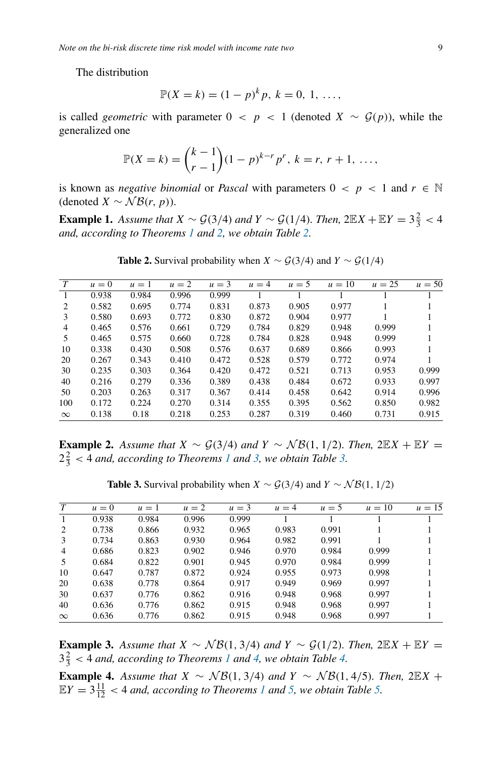The distribution

$$\mathbb{P}(X = k) = (1-p)^k p,\ k = 0,\ 1,\ \ldots,$$

is called *geometric* with parameter $0 < p < 1$ (denoted $X \sim \mathcal{G}(p)$), while the generalized one

$$\mathbb{P}(X = k) = \binom{k-1}{r-1}(1-p)^{k-r}p^r,\ k = r,\ r+1,\ \ldots,$$

is known as *negative binomial* or *Pascal* with parameters $0 < p < 1$ and $r \in \mathbb{N}$ (denoted $X \sim \mathcal{NB}(r, p)$).

**Example 1.** *Assume that $X \sim \mathcal{G}(3/4)$ and $Y \sim \mathcal{G}(1/4)$. Then, $2\mathbb{E}X + \mathbb{E}Y = 3\frac{2}{3} < 4$ and, according to Theorems 1 and 2, we obtain Table 2.*

**Table 2.** Survival probability when $X \sim \mathcal{G}(3/4)$ and $Y \sim \mathcal{G}(1/4)$

| $T$ | $u=0$ | $u=1$ | $u=2$ | $u=3$ | $u=4$ | $u=5$ | $u=10$ | $u=25$ | $u=50$ |
|---|---|---|---|---|---|---|---|---|---|
| 1 | 0.938 | 0.984 | 0.996 | 0.999 | 1 | 1 | 1 | 1 | 1 |
| 2 | 0.582 | 0.695 | 0.774 | 0.831 | 0.873 | 0.905 | 0.977 | 1 | 1 |
| 3 | 0.580 | 0.693 | 0.772 | 0.830 | 0.872 | 0.904 | 0.977 | 1 | 1 |
| 4 | 0.465 | 0.576 | 0.661 | 0.729 | 0.784 | 0.829 | 0.948 | 0.999 | 1 |
| 5 | 0.465 | 0.575 | 0.660 | 0.728 | 0.784 | 0.828 | 0.948 | 0.999 | 1 |
| 10 | 0.338 | 0.430 | 0.508 | 0.576 | 0.637 | 0.689 | 0.866 | 0.993 | 1 |
| 20 | 0.267 | 0.343 | 0.410 | 0.472 | 0.528 | 0.579 | 0.772 | 0.974 | 1 |
| 30 | 0.235 | 0.303 | 0.364 | 0.420 | 0.472 | 0.521 | 0.713 | 0.953 | 0.999 |
| 40 | 0.216 | 0.279 | 0.336 | 0.389 | 0.438 | 0.484 | 0.672 | 0.933 | 0.997 |
| 50 | 0.203 | 0.263 | 0.317 | 0.367 | 0.414 | 0.458 | 0.642 | 0.914 | 0.996 |
| 100 | 0.172 | 0.224 | 0.270 | 0.314 | 0.355 | 0.395 | 0.562 | 0.850 | 0.982 |
| $\infty$ | 0.138 | 0.18 | 0.218 | 0.253 | 0.287 | 0.319 | 0.460 | 0.731 | 0.915 |

**Example 2.** *Assume that $X \sim \mathcal{G}(3/4)$ and $Y \sim \mathcal{NB}(1, 1/2)$. Then, $2\mathbb{E}X + \mathbb{E}Y = 2\frac{2}{3} < 4$ and, according to Theorems 1 and 3, we obtain Table 3.*

**Table 3.** Survival probability when $X \sim \mathcal{G}(3/4)$ and $Y \sim \mathcal{NB}(1, 1/2)$

| $T$ | $u=0$ | $u=1$ | $u=2$ | $u=3$ | $u=4$ | $u=5$ | $u=10$ | $u=15$ |
|---|---|---|---|---|---|---|---|---|
| 1 | 0.938 | 0.984 | 0.996 | 0.999 | 1 | 1 | 1 | 1 |
| 2 | 0.738 | 0.866 | 0.932 | 0.965 | 0.983 | 0.991 | 1 | 1 |
| 3 | 0.734 | 0.863 | 0.930 | 0.964 | 0.982 | 0.991 | 1 | 1 |
| 4 | 0.686 | 0.823 | 0.902 | 0.946 | 0.970 | 0.984 | 0.999 | 1 |
| 5 | 0.684 | 0.822 | 0.901 | 0.945 | 0.970 | 0.984 | 0.999 | 1 |
| 10 | 0.647 | 0.787 | 0.872 | 0.924 | 0.955 | 0.973 | 0.998 | 1 |
| 20 | 0.638 | 0.778 | 0.864 | 0.917 | 0.949 | 0.969 | 0.997 | 1 |
| 30 | 0.637 | 0.776 | 0.862 | 0.916 | 0.948 | 0.968 | 0.997 | 1 |
| 40 | 0.636 | 0.776 | 0.862 | 0.915 | 0.948 | 0.968 | 0.997 | 1 |
| $\infty$ | 0.636 | 0.776 | 0.862 | 0.915 | 0.948 | 0.968 | 0.997 | 1 |

**Example 3.** *Assume that $X \sim \mathcal{NB}(1, 3/4)$ and $Y \sim \mathcal{G}(1/2)$. Then, $2\mathbb{E}X + \mathbb{E}Y = 3\frac{2}{3} < 4$ and, according to Theorems 1 and 4, we obtain Table 4.*

**Example 4.** *Assume that $X \sim \mathcal{NB}(1, 3/4)$ and $Y \sim \mathcal{NB}(1, 4/5)$. Then, $2\mathbb{E}X + \mathbb{E}Y = 3\frac{11}{12} < 4$ and, according to Theorems 1 and 5, we obtain Table 5.*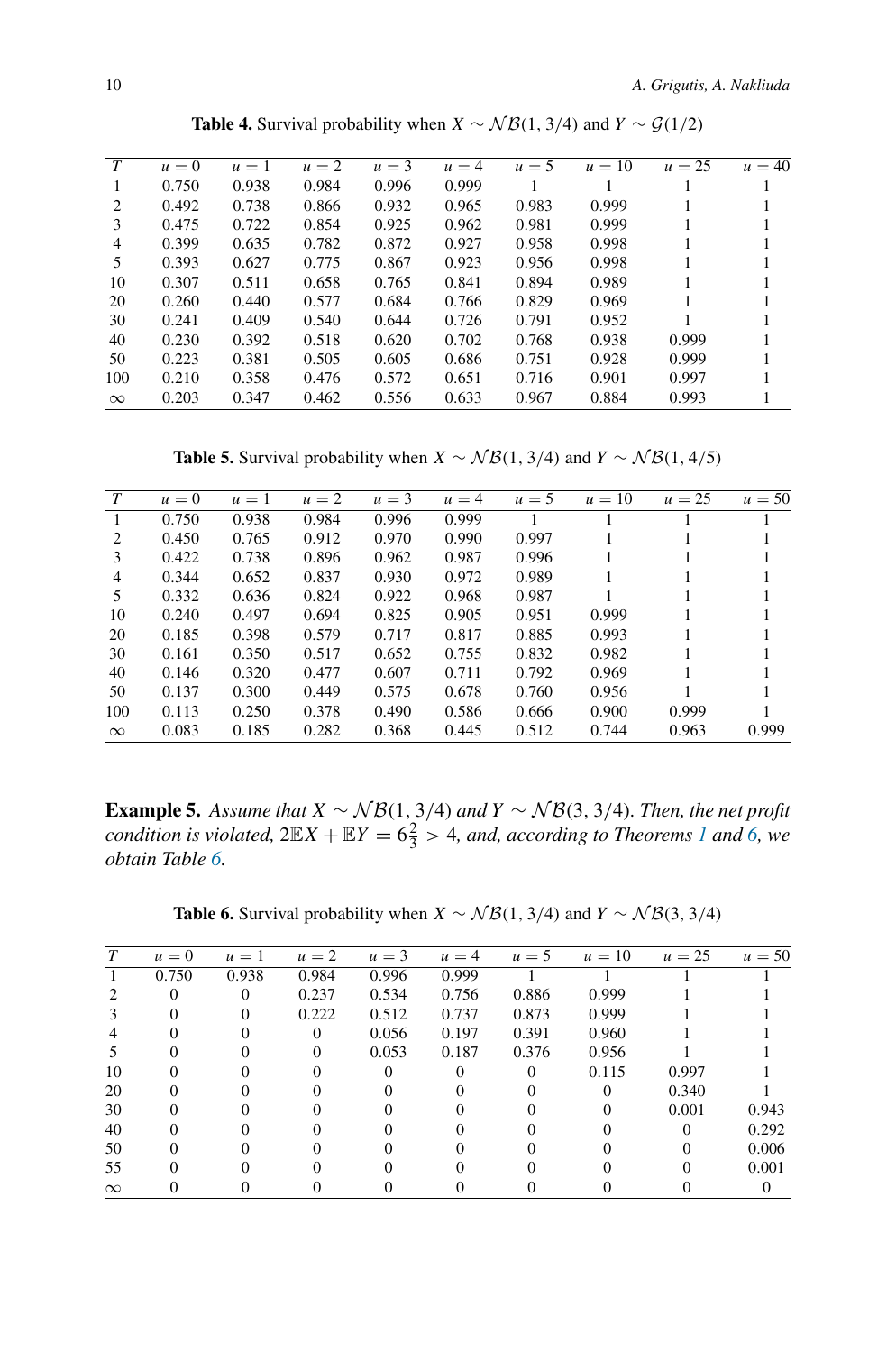**Table 4.** Survival probability when $X \sim \mathcal{NB}(1, 3/4)$ and $Y \sim \mathcal{G}(1/2)$

| $T$ | $u=0$ | $u=1$ | $u=2$ | $u=3$ | $u=4$ | $u=5$ | $u=10$ | $u=25$ | $u=40$ |
|---|---|---|---|---|---|---|---|---|---|
| 1 | 0.750 | 0.938 | 0.984 | 0.996 | 0.999 | 1 | 1 | 1 | 1 |
| 2 | 0.492 | 0.738 | 0.866 | 0.932 | 0.965 | 0.983 | 0.999 | 1 | 1 |
| 3 | 0.475 | 0.722 | 0.854 | 0.925 | 0.962 | 0.981 | 0.999 | 1 | 1 |
| 4 | 0.399 | 0.635 | 0.782 | 0.872 | 0.927 | 0.958 | 0.998 | 1 | 1 |
| 5 | 0.393 | 0.627 | 0.775 | 0.867 | 0.923 | 0.956 | 0.998 | 1 | 1 |
| 10 | 0.307 | 0.511 | 0.658 | 0.765 | 0.841 | 0.894 | 0.989 | 1 | 1 |
| 20 | 0.260 | 0.440 | 0.577 | 0.684 | 0.766 | 0.829 | 0.969 | 1 | 1 |
| 30 | 0.241 | 0.409 | 0.540 | 0.644 | 0.726 | 0.791 | 0.952 | 1 | 1 |
| 40 | 0.230 | 0.392 | 0.518 | 0.620 | 0.702 | 0.768 | 0.938 | 0.999 | 1 |
| 50 | 0.223 | 0.381 | 0.505 | 0.605 | 0.686 | 0.751 | 0.928 | 0.999 | 1 |
| 100 | 0.210 | 0.358 | 0.476 | 0.572 | 0.651 | 0.716 | 0.901 | 0.997 | 1 |
| $\infty$ | 0.203 | 0.347 | 0.462 | 0.556 | 0.633 | 0.967 | 0.884 | 0.993 | 1 |

**Table 5.** Survival probability when $X \sim \mathcal{NB}(1, 3/4)$ and $Y \sim \mathcal{NB}(1, 4/5)$

| $T$ | $u=0$ | $u=1$ | $u=2$ | $u=3$ | $u=4$ | $u=5$ | $u=10$ | $u=25$ | $u=50$ |
|---|---|---|---|---|---|---|---|---|---|
| 1 | 0.750 | 0.938 | 0.984 | 0.996 | 0.999 | 1 | 1 | 1 | 1 |
| 2 | 0.450 | 0.765 | 0.912 | 0.970 | 0.990 | 0.997 | 1 | 1 | 1 |
| 3 | 0.422 | 0.738 | 0.896 | 0.962 | 0.987 | 0.996 | 1 | 1 | 1 |
| 4 | 0.344 | 0.652 | 0.837 | 0.930 | 0.972 | 0.989 | 1 | 1 | 1 |
| 5 | 0.332 | 0.636 | 0.824 | 0.922 | 0.968 | 0.987 | 1 | 1 | 1 |
| 10 | 0.240 | 0.497 | 0.694 | 0.825 | 0.905 | 0.951 | 0.999 | 1 | 1 |
| 20 | 0.185 | 0.398 | 0.579 | 0.717 | 0.817 | 0.885 | 0.993 | 1 | 1 |
| 30 | 0.161 | 0.350 | 0.517 | 0.652 | 0.755 | 0.832 | 0.982 | 1 | 1 |
| 40 | 0.146 | 0.320 | 0.477 | 0.607 | 0.711 | 0.792 | 0.969 | 1 | 1 |
| 50 | 0.137 | 0.300 | 0.449 | 0.575 | 0.678 | 0.760 | 0.956 | 1 | 1 |
| 100 | 0.113 | 0.250 | 0.378 | 0.490 | 0.586 | 0.666 | 0.900 | 0.999 | 1 |
| $\infty$ | 0.083 | 0.185 | 0.282 | 0.368 | 0.445 | 0.512 | 0.744 | 0.963 | 0.999 |

**Example 5.** *Assume that $X \sim \mathcal{NB}(1, 3/4)$ and $Y \sim \mathcal{NB}(3, 3/4)$. Then, the net profit condition is violated, $2\mathbb{E}X + \mathbb{E}Y = 6\frac{2}{3} > 4$, and, according to Theorems 1 and 6, we obtain Table 6.*

**Table 6.** Survival probability when $X \sim \mathcal{NB}(1, 3/4)$ and $Y \sim \mathcal{NB}(3, 3/4)$

| $T$ | $u=0$ | $u=1$ | $u=2$ | $u=3$ | $u=4$ | $u=5$ | $u=10$ | $u=25$ | $u=50$ |
|---|---|---|---|---|---|---|---|---|---|
| 1 | 0.750 | 0.938 | 0.984 | 0.996 | 0.999 | 1 | 1 | 1 | 1 |
| 2 | 0 | 0 | 0.237 | 0.534 | 0.756 | 0.886 | 0.999 | 1 | 1 |
| 3 | 0 | 0 | 0.222 | 0.512 | 0.737 | 0.873 | 0.999 | 1 | 1 |
| 4 | 0 | 0 | 0 | 0.056 | 0.197 | 0.391 | 0.960 | 1 | 1 |
| 5 | 0 | 0 | 0 | 0.053 | 0.187 | 0.376 | 0.956 | 1 | 1 |
| 10 | 0 | 0 | 0 | 0 | 0 | 0 | 0.115 | 0.997 | 1 |
| 20 | 0 | 0 | 0 | 0 | 0 | 0 | 0 | 0.340 | 1 |
| 30 | 0 | 0 | 0 | 0 | 0 | 0 | 0 | 0.001 | 0.943 |
| 40 | 0 | 0 | 0 | 0 | 0 | 0 | 0 | 0 | 0.292 |
| 50 | 0 | 0 | 0 | 0 | 0 | 0 | 0 | 0 | 0.006 |
| 55 | 0 | 0 | 0 | 0 | 0 | 0 | 0 | 0 | 0.001 |
| $\infty$ | 0 | 0 | 0 | 0 | 0 | 0 | 0 | 0 | 0 |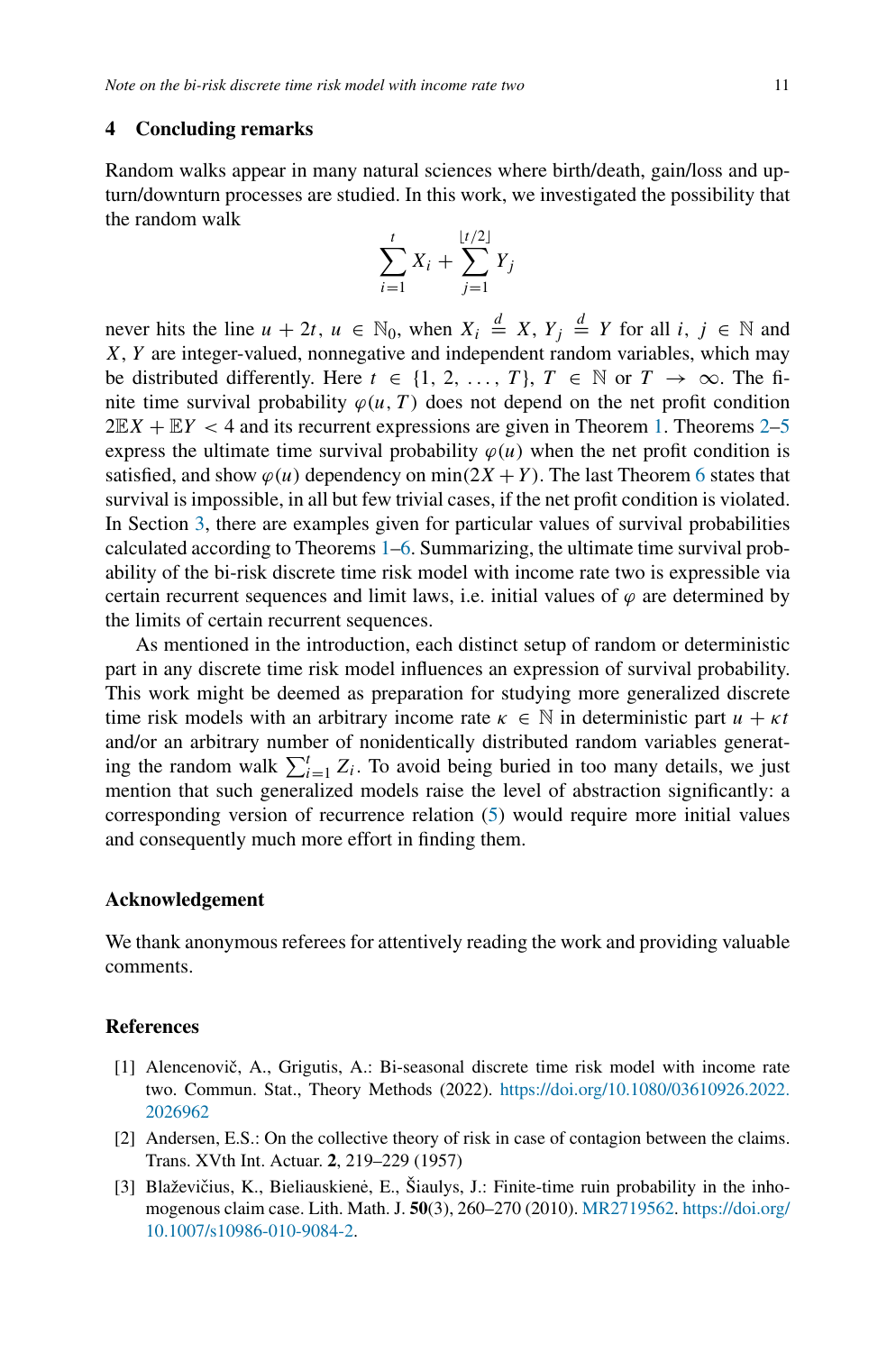## 4 Concluding remarks

Random walks appear in many natural sciences where birth/death, gain/loss and upturn/downturn processes are studied. In this work, we investigated the possibility that the random walk

$$\sum_{i=1}^{t} X_i + \sum_{j=1}^{\lfloor t/2 \rfloor} Y_j$$

never hits the line $u + 2t$, $u \in \mathbb{N}_0$, when $X_i \overset{d}{=} X$, $Y_j \overset{d}{=} Y$ for all $i, j \in \mathbb{N}$ and $X, Y$ are integer-valued, nonnegative and independent random variables, which may be distributed differently. Here $t \in \{1, 2, \ldots, T\}$, $T \in \mathbb{N}$ or $T \to \infty$. The finite time survival probability $\varphi(u, T)$ does not depend on the net profit condition $2\mathbb{E}X + \mathbb{E}Y < 4$ and its recurrent expressions are given in Theorem 1. Theorems 2–5 express the ultimate time survival probability $\varphi(u)$ when the net profit condition is satisfied, and show $\varphi(u)$ dependency on $\min(2X + Y)$. The last Theorem 6 states that survival is impossible, in all but few trivial cases, if the net profit condition is violated. In Section 3, there are examples given for particular values of survival probabilities calculated according to Theorems 1–6. Summarizing, the ultimate time survival probability of the bi-risk discrete time risk model with income rate two is expressible via certain recurrent sequences and limit laws, i.e. initial values of $\varphi$ are determined by the limits of certain recurrent sequences.

As mentioned in the introduction, each distinct setup of random or deterministic part in any discrete time risk model influences an expression of survival probability. This work might be deemed as preparation for studying more generalized discrete time risk models with an arbitrary income rate $\kappa \in \mathbb{N}$ in deterministic part $u + \kappa t$ and/or an arbitrary number of nonidentically distributed random variables generating the random walk $\sum_{i=1}^{t} Z_i$. To avoid being buried in too many details, we just mention that such generalized models raise the level of abstraction significantly: a corresponding version of recurrence relation (5) would require more initial values and consequently much more effort in finding them.

### Acknowledgement

We thank anonymous referees for attentively reading the work and providing valuable comments.

### References

[1] Alencenovič, A., Grigutis, A.: Bi-seasonal discrete time risk model with income rate two. Commun. Stat., Theory Methods (2022). https://doi.org/10.1080/03610926.2022.2026962

[2] Andersen, E.S.: On the collective theory of risk in case of contagion between the claims. Trans. XVth Int. Actuar. **2**, 219–229 (1957)

[3] Blaževičius, K., Bieliauskienė, E., Šiaulys, J.: Finite-time ruin probability in the inhomogenous claim case. Lith. Math. J. **50**(3), 260–270 (2010). MR2719562. https://doi.org/10.1007/s10986-010-9084-2.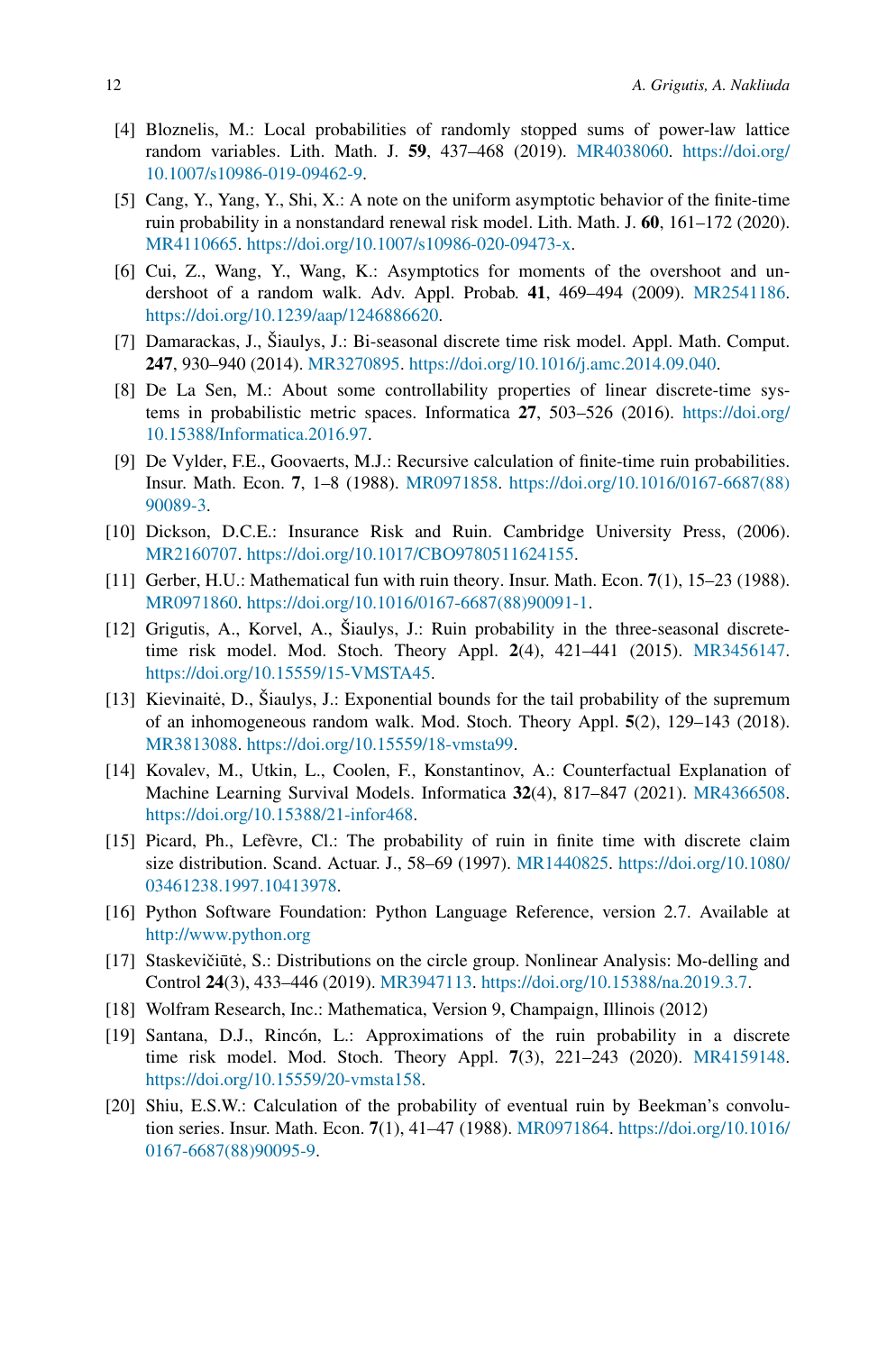[4] Bloznelis, M.: Local probabilities of randomly stopped sums of power-law lattice random variables. Lith. Math. J. **59**, 437–468 (2019). MR4038060. https://doi.org/10.1007/s10986-019-09462-9.

[5] Cang, Y., Yang, Y., Shi, X.: A note on the uniform asymptotic behavior of the finite-time ruin probability in a nonstandard renewal risk model. Lith. Math. J. **60**, 161–172 (2020). MR4110665. https://doi.org/10.1007/s10986-020-09473-x.

[6] Cui, Z., Wang, Y., Wang, K.: Asymptotics for moments of the overshoot and undershoot of a random walk. Adv. Appl. Probab. **41**, 469–494 (2009). MR2541186. https://doi.org/10.1239/aap/1246886620.

[7] Damarackas, J., Šiaulys, J.: Bi-seasonal discrete time risk model. Appl. Math. Comput. **247**, 930–940 (2014). MR3270895. https://doi.org/10.1016/j.amc.2014.09.040.

[8] De La Sen, M.: About some controllability properties of linear discrete-time systems in probabilistic metric spaces. Informatica **27**, 503–526 (2016). https://doi.org/10.15388/Informatica.2016.97.

[9] De Vylder, F.E., Goovaerts, M.J.: Recursive calculation of finite-time ruin probabilities. Insur. Math. Econ. **7**, 1–8 (1988). MR0971858. https://doi.org/10.1016/0167-6687(88)90089-3.

[10] Dickson, D.C.E.: Insurance Risk and Ruin. Cambridge University Press, (2006). MR2160707. https://doi.org/10.1017/CBO9780511624155.

[11] Gerber, H.U.: Mathematical fun with ruin theory. Insur. Math. Econ. **7**(1), 15–23 (1988). MR0971860. https://doi.org/10.1016/0167-6687(88)90091-1.

[12] Grigutis, A., Korvel, A., Šiaulys, J.: Ruin probability in the three-seasonal discrete-time risk model. Mod. Stoch. Theory Appl. **2**(4), 421–441 (2015). MR3456147. https://doi.org/10.15559/15-VMSTA45.

[13] Kievinaitė, D., Šiaulys, J.: Exponential bounds for the tail probability of the supremum of an inhomogeneous random walk. Mod. Stoch. Theory Appl. **5**(2), 129–143 (2018). MR3813088. https://doi.org/10.15559/18-vmsta99.

[14] Kovalev, M., Utkin, L., Coolen, F., Konstantinov, A.: Counterfactual Explanation of Machine Learning Survival Models. Informatica **32**(4), 817–847 (2021). MR4366508. https://doi.org/10.15388/21-infor468.

[15] Picard, Ph., Lefèvre, Cl.: The probability of ruin in finite time with discrete claim size distribution. Scand. Actuar. J., 58–69 (1997). MR1440825. https://doi.org/10.1080/03461238.1997.10413978.

[16] Python Software Foundation: Python Language Reference, version 2.7. Available at http://www.python.org

[17] Staskevičiūtė, S.: Distributions on the circle group. Nonlinear Analysis: Mo-delling and Control **24**(3), 433–446 (2019). MR3947113. https://doi.org/10.15388/na.2019.3.7.

[18] Wolfram Research, Inc.: Mathematica, Version 9, Champaign, Illinois (2012)

[19] Santana, D.J., Rincón, L.: Approximations of the ruin probability in a discrete time risk model. Mod. Stoch. Theory Appl. **7**(3), 221–243 (2020). MR4159148. https://doi.org/10.15559/20-vmsta158.

[20] Shiu, E.S.W.: Calculation of the probability of eventual ruin by Beekman's convolution series. Insur. Math. Econ. **7**(1), 41–47 (1988). MR0971864. https://doi.org/10.1016/0167-6687(88)90095-9.